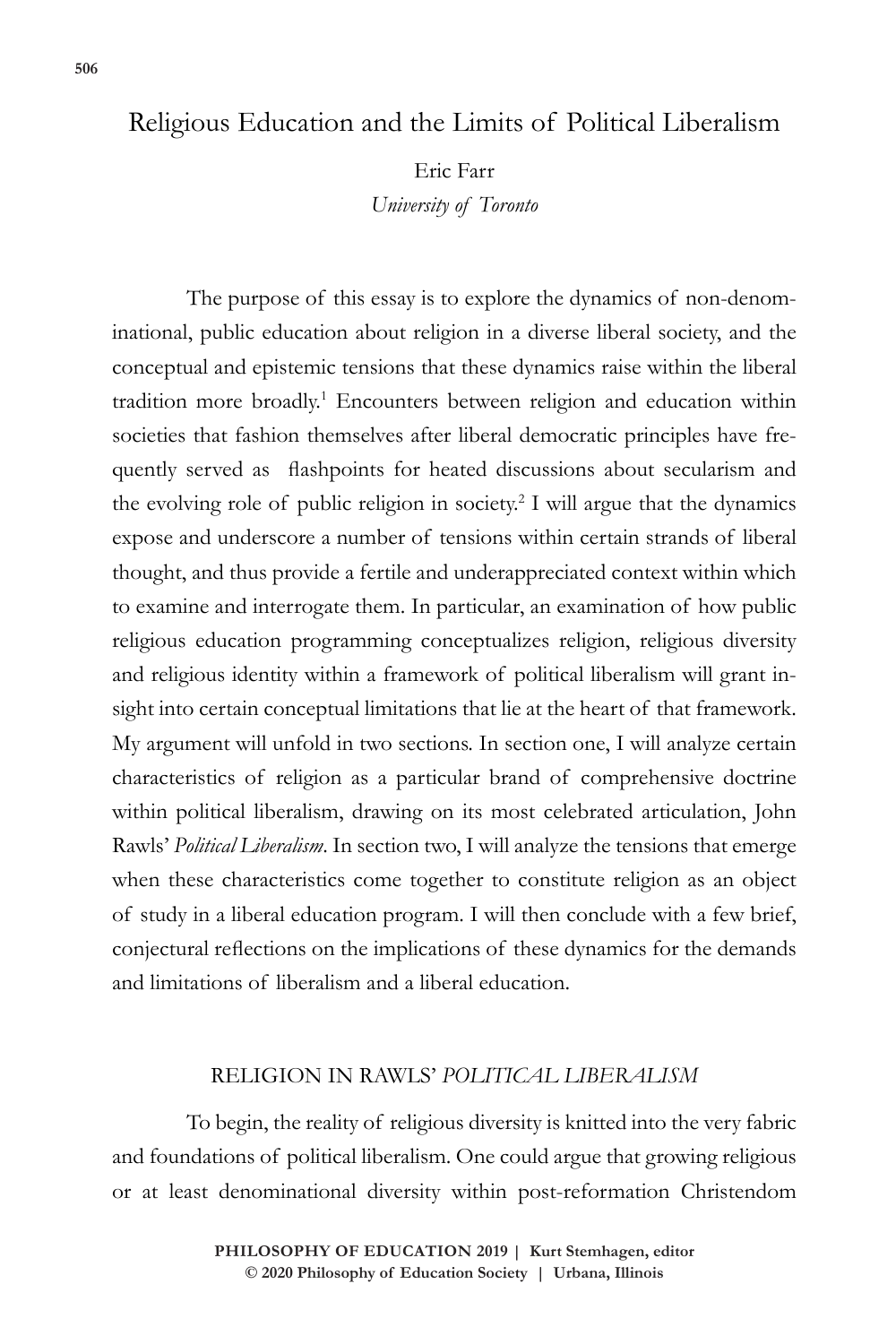# Religious Education and the Limits of Political Liberalism

Eric Farr
*University of Toronto*

The purpose of this essay is to explore the dynamics of non-denominational, public education about religion in a diverse liberal society, and the conceptual and epistemic tensions that these dynamics raise within the liberal tradition more broadly.[1] Encounters between religion and education within societies that fashion themselves after liberal democratic principles have frequently served as flashpoints for heated discussions about secularism and the evolving role of public religion in society.[2] I will argue that the dynamics expose and underscore a number of tensions within certain strands of liberal thought, and thus provide a fertile and underappreciated context within which to examine and interrogate them. In particular, an examination of how public religious education programming conceptualizes religion, religious diversity and religious identity within a framework of political liberalism will grant insight into certain conceptual limitations that lie at the heart of that framework. My argument will unfold in two sections. In section one, I will analyze certain characteristics of religion as a particular brand of comprehensive doctrine within political liberalism, drawing on its most celebrated articulation, John Rawls' *Political Liberalism*. In section two, I will analyze the tensions that emerge when these characteristics come together to constitute religion as an object of study in a liberal education program. I will then conclude with a few brief, conjectural reflections on the implications of these dynamics for the demands and limitations of liberalism and a liberal education.

## RELIGION IN RAWLS' *POLITICAL LIBERALISM*

To begin, the reality of religious diversity is knitted into the very fabric and foundations of political liberalism. One could argue that growing religious or at least denominational diversity within post-reformation Christendom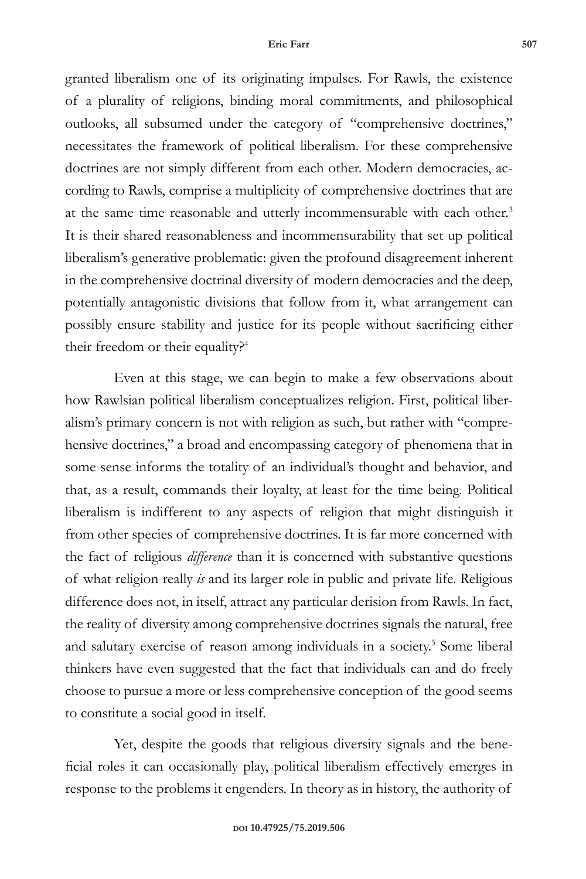granted liberalism one of its originating impulses. For Rawls, the existence of a plurality of religions, binding moral commitments, and philosophical outlooks, all subsumed under the category of "comprehensive doctrines," necessitates the framework of political liberalism. For these comprehensive doctrines are not simply different from each other. Modern democracies, according to Rawls, comprise a multiplicity of comprehensive doctrines that are at the same time reasonable and utterly incommensurable with each other.[3] It is their shared reasonableness and incommensurability that set up political liberalism's generative problematic: given the profound disagreement inherent in the comprehensive doctrinal diversity of modern democracies and the deep, potentially antagonistic divisions that follow from it, what arrangement can possibly ensure stability and justice for its people without sacrificing either their freedom or their equality?[4]

Even at this stage, we can begin to make a few observations about how Rawlsian political liberalism conceptualizes religion. First, political liberalism's primary concern is not with religion as such, but rather with "comprehensive doctrines," a broad and encompassing category of phenomena that in some sense informs the totality of an individual's thought and behavior, and that, as a result, commands their loyalty, at least for the time being. Political liberalism is indifferent to any aspects of religion that might distinguish it from other species of comprehensive doctrines. It is far more concerned with the fact of religious *difference* than it is concerned with substantive questions of what religion really *is* and its larger role in public and private life. Religious difference does not, in itself, attract any particular derision from Rawls. In fact, the reality of diversity among comprehensive doctrines signals the natural, free and salutary exercise of reason among individuals in a society.[5] Some liberal thinkers have even suggested that the fact that individuals can and do freely choose to pursue a more or less comprehensive conception of the good seems to constitute a social good in itself.

Yet, despite the goods that religious diversity signals and the beneficial roles it can occasionally play, political liberalism effectively emerges in response to the problems it engenders. In theory as in history, the authority of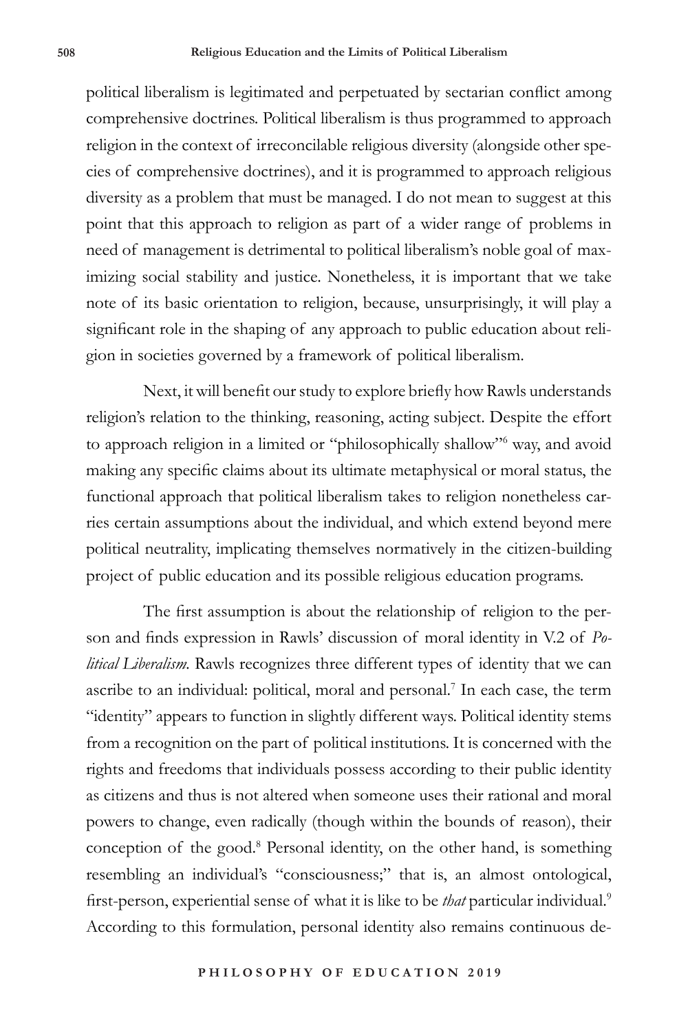political liberalism is legitimated and perpetuated by sectarian conflict among comprehensive doctrines. Political liberalism is thus programmed to approach religion in the context of irreconcilable religious diversity (alongside other species of comprehensive doctrines), and it is programmed to approach religious diversity as a problem that must be managed. I do not mean to suggest at this point that this approach to religion as part of a wider range of problems in need of management is detrimental to political liberalism's noble goal of maximizing social stability and justice. Nonetheless, it is important that we take note of its basic orientation to religion, because, unsurprisingly, it will play a significant role in the shaping of any approach to public education about religion in societies governed by a framework of political liberalism.

Next, it will benefit our study to explore briefly how Rawls understands religion's relation to the thinking, reasoning, acting subject. Despite the effort to approach religion in a limited or "philosophically shallow"[6] way, and avoid making any specific claims about its ultimate metaphysical or moral status, the functional approach that political liberalism takes to religion nonetheless carries certain assumptions about the individual, and which extend beyond mere political neutrality, implicating themselves normatively in the citizen-building project of public education and its possible religious education programs.

The first assumption is about the relationship of religion to the person and finds expression in Rawls' discussion of moral identity in V.2 of *Political Liberalism*. Rawls recognizes three different types of identity that we can ascribe to an individual: political, moral and personal.[7] In each case, the term "identity" appears to function in slightly different ways. Political identity stems from a recognition on the part of political institutions. It is concerned with the rights and freedoms that individuals possess according to their public identity as citizens and thus is not altered when someone uses their rational and moral powers to change, even radically (though within the bounds of reason), their conception of the good.[8] Personal identity, on the other hand, is something resembling an individual's "consciousness;" that is, an almost ontological, first-person, experiential sense of what it is like to be *that* particular individual.[9] According to this formulation, personal identity also remains continuous de-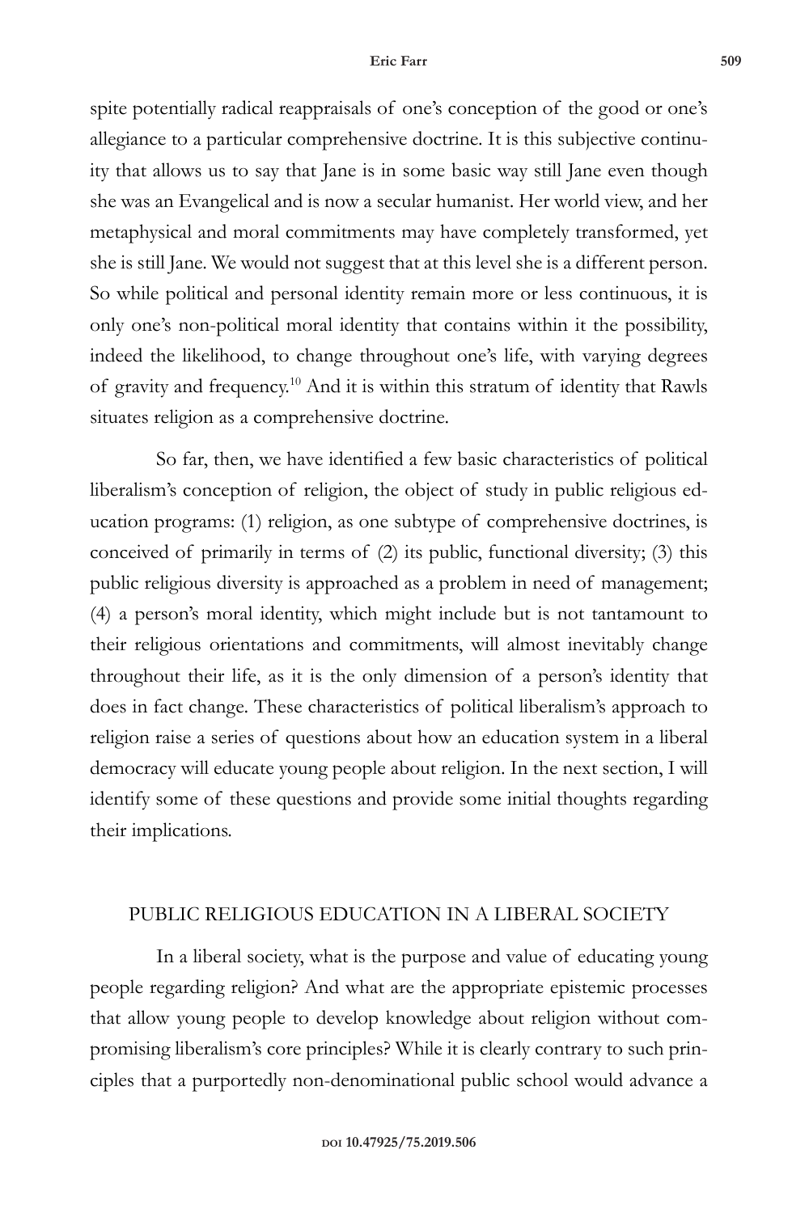spite potentially radical reappraisals of one's conception of the good or one's allegiance to a particular comprehensive doctrine. It is this subjective continuity that allows us to say that Jane is in some basic way still Jane even though she was an Evangelical and is now a secular humanist. Her world view, and her metaphysical and moral commitments may have completely transformed, yet she is still Jane. We would not suggest that at this level she is a different person. So while political and personal identity remain more or less continuous, it is only one's non-political moral identity that contains within it the possibility, indeed the likelihood, to change throughout one's life, with varying degrees of gravity and frequency.[10] And it is within this stratum of identity that Rawls situates religion as a comprehensive doctrine.

So far, then, we have identified a few basic characteristics of political liberalism's conception of religion, the object of study in public religious education programs: (1) religion, as one subtype of comprehensive doctrines, is conceived of primarily in terms of (2) its public, functional diversity; (3) this public religious diversity is approached as a problem in need of management; (4) a person's moral identity, which might include but is not tantamount to their religious orientations and commitments, will almost inevitably change throughout their life, as it is the only dimension of a person's identity that does in fact change. These characteristics of political liberalism's approach to religion raise a series of questions about how an education system in a liberal democracy will educate young people about religion. In the next section, I will identify some of these questions and provide some initial thoughts regarding their implications.

## PUBLIC RELIGIOUS EDUCATION IN A LIBERAL SOCIETY

In a liberal society, what is the purpose and value of educating young people regarding religion? And what are the appropriate epistemic processes that allow young people to develop knowledge about religion without compromising liberalism's core principles? While it is clearly contrary to such principles that a purportedly non-denominational public school would advance a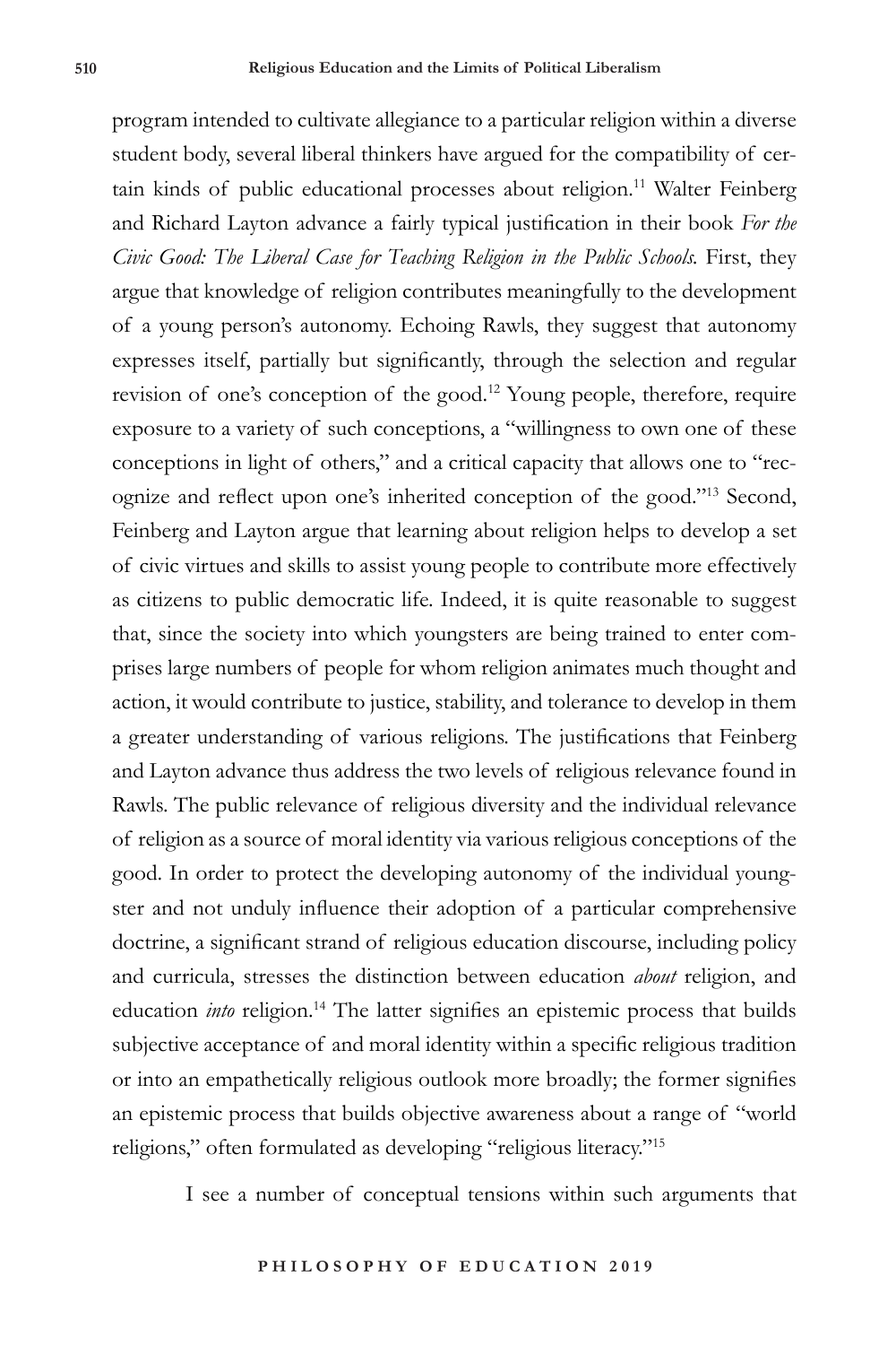program intended to cultivate allegiance to a particular religion within a diverse student body, several liberal thinkers have argued for the compatibility of certain kinds of public educational processes about religion.[11] Walter Feinberg and Richard Layton advance a fairly typical justification in their book *For the Civic Good: The Liberal Case for Teaching Religion in the Public Schools.* First, they argue that knowledge of religion contributes meaningfully to the development of a young person's autonomy. Echoing Rawls, they suggest that autonomy expresses itself, partially but significantly, through the selection and regular revision of one's conception of the good.[12] Young people, therefore, require exposure to a variety of such conceptions, a "willingness to own one of these conceptions in light of others," and a critical capacity that allows one to "recognize and reflect upon one's inherited conception of the good."[13] Second, Feinberg and Layton argue that learning about religion helps to develop a set of civic virtues and skills to assist young people to contribute more effectively as citizens to public democratic life. Indeed, it is quite reasonable to suggest that, since the society into which youngsters are being trained to enter comprises large numbers of people for whom religion animates much thought and action, it would contribute to justice, stability, and tolerance to develop in them a greater understanding of various religions. The justifications that Feinberg and Layton advance thus address the two levels of religious relevance found in Rawls. The public relevance of religious diversity and the individual relevance of religion as a source of moral identity via various religious conceptions of the good. In order to protect the developing autonomy of the individual youngster and not unduly influence their adoption of a particular comprehensive doctrine, a significant strand of religious education discourse, including policy and curricula, stresses the distinction between education *about* religion, and education *into* religion.[14] The latter signifies an epistemic process that builds subjective acceptance of and moral identity within a specific religious tradition or into an empathetically religious outlook more broadly; the former signifies an epistemic process that builds objective awareness about a range of "world religions," often formulated as developing "religious literacy."[15]

I see a number of conceptual tensions within such arguments that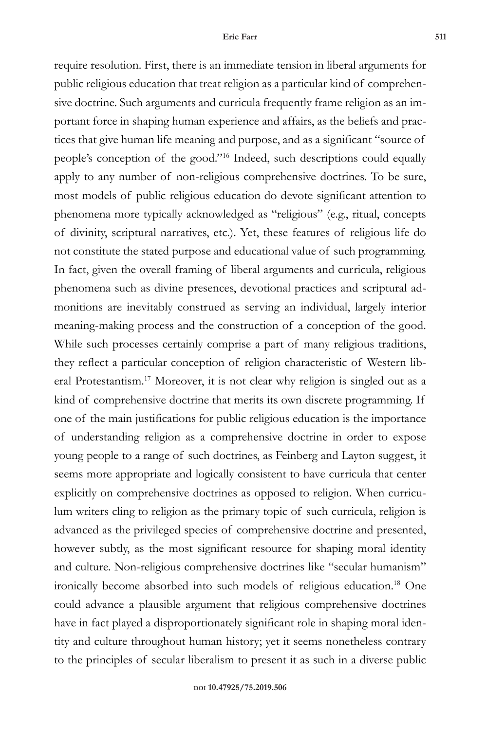require resolution. First, there is an immediate tension in liberal arguments for public religious education that treat religion as a particular kind of comprehensive doctrine. Such arguments and curricula frequently frame religion as an important force in shaping human experience and affairs, as the beliefs and practices that give human life meaning and purpose, and as a significant "source of people's conception of the good."[16] Indeed, such descriptions could equally apply to any number of non-religious comprehensive doctrines. To be sure, most models of public religious education do devote significant attention to phenomena more typically acknowledged as "religious" (e.g., ritual, concepts of divinity, scriptural narratives, etc.). Yet, these features of religious life do not constitute the stated purpose and educational value of such programming. In fact, given the overall framing of liberal arguments and curricula, religious phenomena such as divine presences, devotional practices and scriptural admonitions are inevitably construed as serving an individual, largely interior meaning-making process and the construction of a conception of the good. While such processes certainly comprise a part of many religious traditions, they reflect a particular conception of religion characteristic of Western liberal Protestantism.[17] Moreover, it is not clear why religion is singled out as a kind of comprehensive doctrine that merits its own discrete programming. If one of the main justifications for public religious education is the importance of understanding religion as a comprehensive doctrine in order to expose young people to a range of such doctrines, as Feinberg and Layton suggest, it seems more appropriate and logically consistent to have curricula that center explicitly on comprehensive doctrines as opposed to religion. When curriculum writers cling to religion as the primary topic of such curricula, religion is advanced as the privileged species of comprehensive doctrine and presented, however subtly, as the most significant resource for shaping moral identity and culture. Non-religious comprehensive doctrines like "secular humanism" ironically become absorbed into such models of religious education.[18] One could advance a plausible argument that religious comprehensive doctrines have in fact played a disproportionately significant role in shaping moral identity and culture throughout human history; yet it seems nonetheless contrary to the principles of secular liberalism to present it as such in a diverse public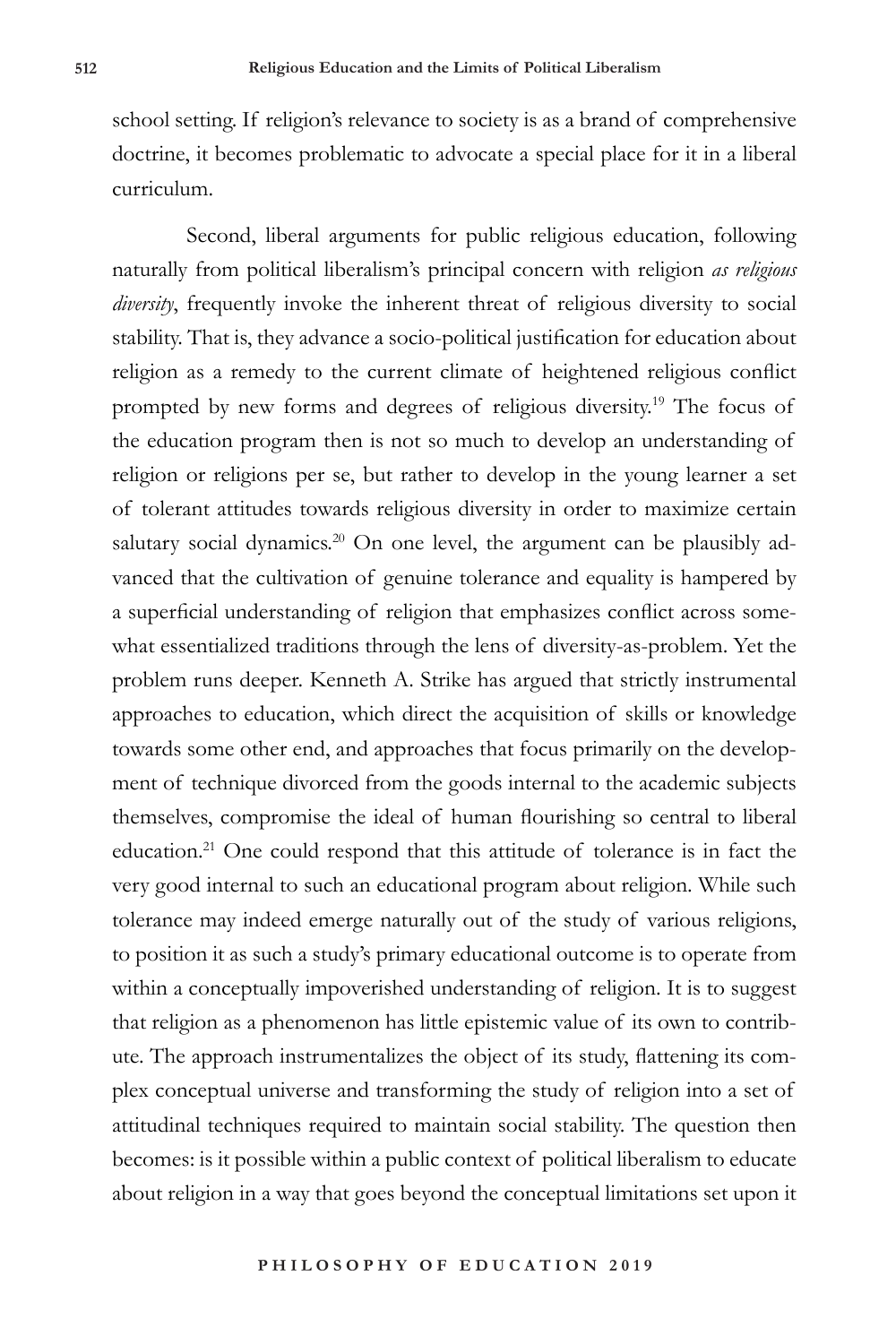school setting. If religion's relevance to society is as a brand of comprehensive doctrine, it becomes problematic to advocate a special place for it in a liberal curriculum.

Second, liberal arguments for public religious education, following naturally from political liberalism's principal concern with religion *as religious diversity*, frequently invoke the inherent threat of religious diversity to social stability. That is, they advance a socio-political justification for education about religion as a remedy to the current climate of heightened religious conflict prompted by new forms and degrees of religious diversity.[19] The focus of the education program then is not so much to develop an understanding of religion or religions per se, but rather to develop in the young learner a set of tolerant attitudes towards religious diversity in order to maximize certain salutary social dynamics.[20] On one level, the argument can be plausibly advanced that the cultivation of genuine tolerance and equality is hampered by a superficial understanding of religion that emphasizes conflict across somewhat essentialized traditions through the lens of diversity-as-problem. Yet the problem runs deeper. Kenneth A. Strike has argued that strictly instrumental approaches to education, which direct the acquisition of skills or knowledge towards some other end, and approaches that focus primarily on the development of technique divorced from the goods internal to the academic subjects themselves, compromise the ideal of human flourishing so central to liberal education.[21] One could respond that this attitude of tolerance is in fact the very good internal to such an educational program about religion. While such tolerance may indeed emerge naturally out of the study of various religions, to position it as such a study's primary educational outcome is to operate from within a conceptually impoverished understanding of religion. It is to suggest that religion as a phenomenon has little epistemic value of its own to contribute. The approach instrumentalizes the object of its study, flattening its complex conceptual universe and transforming the study of religion into a set of attitudinal techniques required to maintain social stability. The question then becomes: is it possible within a public context of political liberalism to educate about religion in a way that goes beyond the conceptual limitations set upon it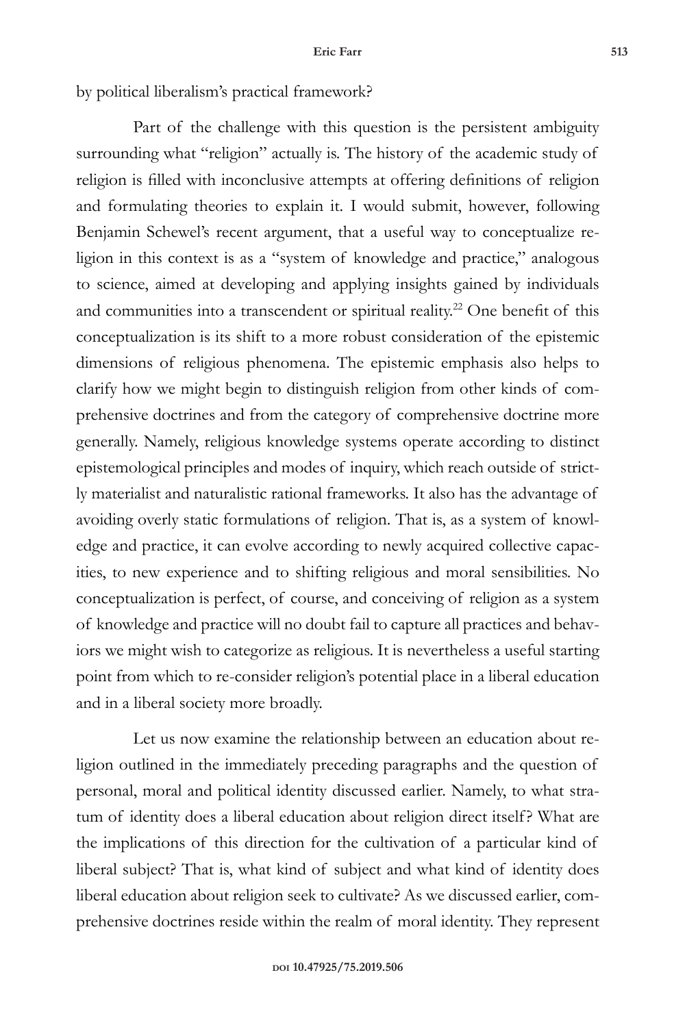by political liberalism's practical framework?

Part of the challenge with this question is the persistent ambiguity surrounding what "religion" actually is. The history of the academic study of religion is filled with inconclusive attempts at offering definitions of religion and formulating theories to explain it. I would submit, however, following Benjamin Schewel's recent argument, that a useful way to conceptualize religion in this context is as a "system of knowledge and practice," analogous to science, aimed at developing and applying insights gained by individuals and communities into a transcendent or spiritual reality.[22] One benefit of this conceptualization is its shift to a more robust consideration of the epistemic dimensions of religious phenomena. The epistemic emphasis also helps to clarify how we might begin to distinguish religion from other kinds of comprehensive doctrines and from the category of comprehensive doctrine more generally. Namely, religious knowledge systems operate according to distinct epistemological principles and modes of inquiry, which reach outside of strictly materialist and naturalistic rational frameworks. It also has the advantage of avoiding overly static formulations of religion. That is, as a system of knowledge and practice, it can evolve according to newly acquired collective capacities, to new experience and to shifting religious and moral sensibilities. No conceptualization is perfect, of course, and conceiving of religion as a system of knowledge and practice will no doubt fail to capture all practices and behaviors we might wish to categorize as religious. It is nevertheless a useful starting point from which to re-consider religion's potential place in a liberal education and in a liberal society more broadly.

Let us now examine the relationship between an education about religion outlined in the immediately preceding paragraphs and the question of personal, moral and political identity discussed earlier. Namely, to what stratum of identity does a liberal education about religion direct itself? What are the implications of this direction for the cultivation of a particular kind of liberal subject? That is, what kind of subject and what kind of identity does liberal education about religion seek to cultivate? As we discussed earlier, comprehensive doctrines reside within the realm of moral identity. They represent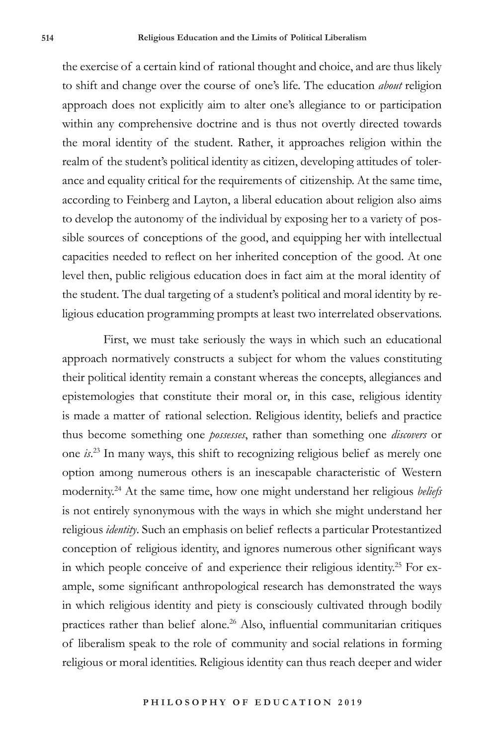the exercise of a certain kind of rational thought and choice, and are thus likely to shift and change over the course of one's life. The education *about* religion approach does not explicitly aim to alter one's allegiance to or participation within any comprehensive doctrine and is thus not overtly directed towards the moral identity of the student. Rather, it approaches religion within the realm of the student's political identity as citizen, developing attitudes of tolerance and equality critical for the requirements of citizenship. At the same time, according to Feinberg and Layton, a liberal education about religion also aims to develop the autonomy of the individual by exposing her to a variety of possible sources of conceptions of the good, and equipping her with intellectual capacities needed to reflect on her inherited conception of the good. At one level then, public religious education does in fact aim at the moral identity of the student. The dual targeting of a student's political and moral identity by religious education programming prompts at least two interrelated observations.

First, we must take seriously the ways in which such an educational approach normatively constructs a subject for whom the values constituting their political identity remain a constant whereas the concepts, allegiances and epistemologies that constitute their moral or, in this case, religious identity is made a matter of rational selection. Religious identity, beliefs and practice thus become something one *possesses*, rather than something one *discovers* or one *is*.[23] In many ways, this shift to recognizing religious belief as merely one option among numerous others is an inescapable characteristic of Western modernity.[24] At the same time, how one might understand her religious *beliefs* is not entirely synonymous with the ways in which she might understand her religious *identity*. Such an emphasis on belief reflects a particular Protestantized conception of religious identity, and ignores numerous other significant ways in which people conceive of and experience their religious identity.[25] For example, some significant anthropological research has demonstrated the ways in which religious identity and piety is consciously cultivated through bodily practices rather than belief alone.[26] Also, influential communitarian critiques of liberalism speak to the role of community and social relations in forming religious or moral identities. Religious identity can thus reach deeper and wider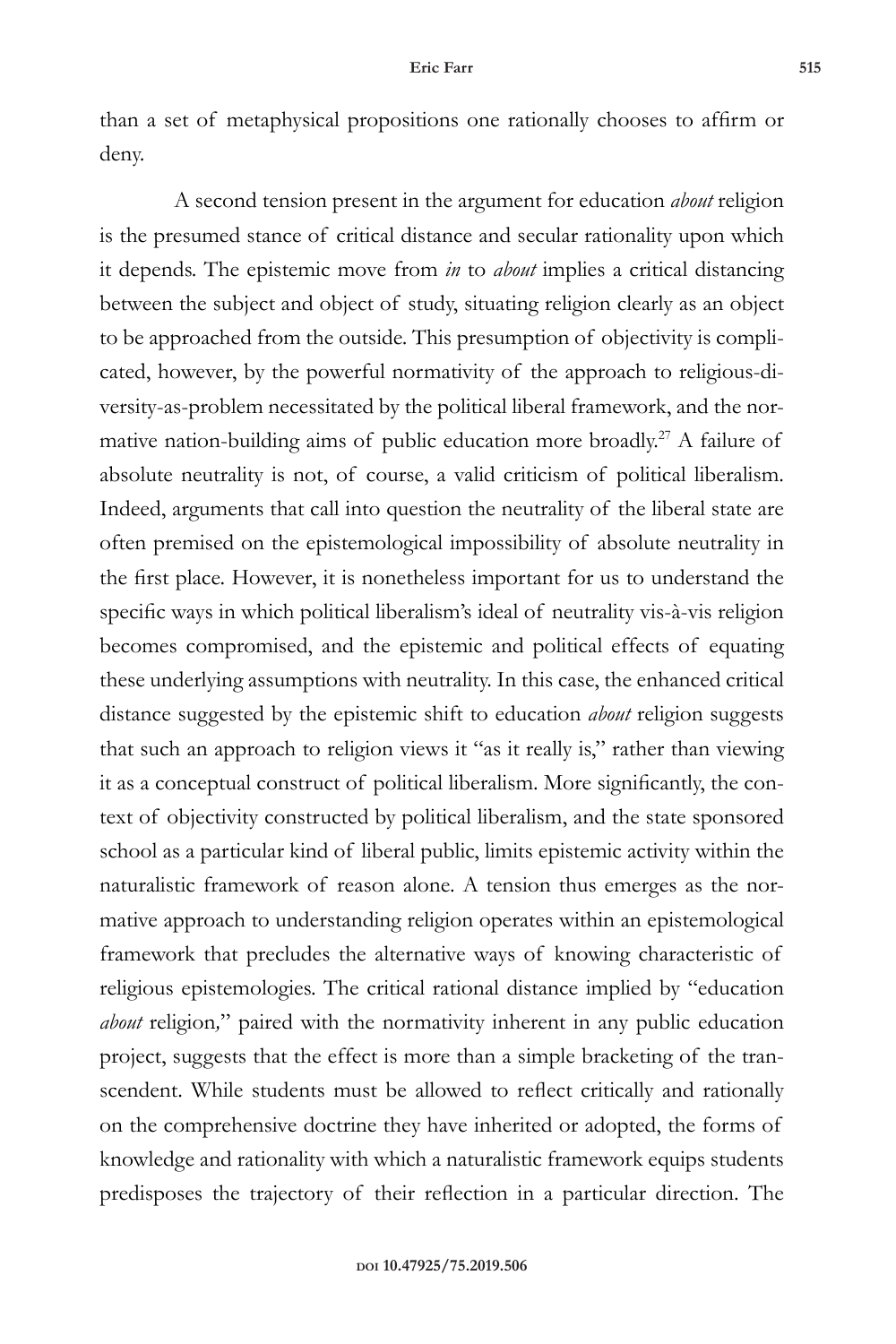than a set of metaphysical propositions one rationally chooses to affirm or deny.

A second tension present in the argument for education *about* religion is the presumed stance of critical distance and secular rationality upon which it depends. The epistemic move from *in* to *about* implies a critical distancing between the subject and object of study, situating religion clearly as an object to be approached from the outside. This presumption of objectivity is complicated, however, by the powerful normativity of the approach to religious-diversity-as-problem necessitated by the political liberal framework, and the normative nation-building aims of public education more broadly.[27] A failure of absolute neutrality is not, of course, a valid criticism of political liberalism. Indeed, arguments that call into question the neutrality of the liberal state are often premised on the epistemological impossibility of absolute neutrality in the first place. However, it is nonetheless important for us to understand the specific ways in which political liberalism's ideal of neutrality vis-à-vis religion becomes compromised, and the epistemic and political effects of equating these underlying assumptions with neutrality. In this case, the enhanced critical distance suggested by the epistemic shift to education *about* religion suggests that such an approach to religion views it "as it really is," rather than viewing it as a conceptual construct of political liberalism. More significantly, the context of objectivity constructed by political liberalism, and the state sponsored school as a particular kind of liberal public, limits epistemic activity within the naturalistic framework of reason alone. A tension thus emerges as the normative approach to understanding religion operates within an epistemological framework that precludes the alternative ways of knowing characteristic of religious epistemologies. The critical rational distance implied by "education *about* religion," paired with the normativity inherent in any public education project, suggests that the effect is more than a simple bracketing of the transcendent. While students must be allowed to reflect critically and rationally on the comprehensive doctrine they have inherited or adopted, the forms of knowledge and rationality with which a naturalistic framework equips students predisposes the trajectory of their reflection in a particular direction. The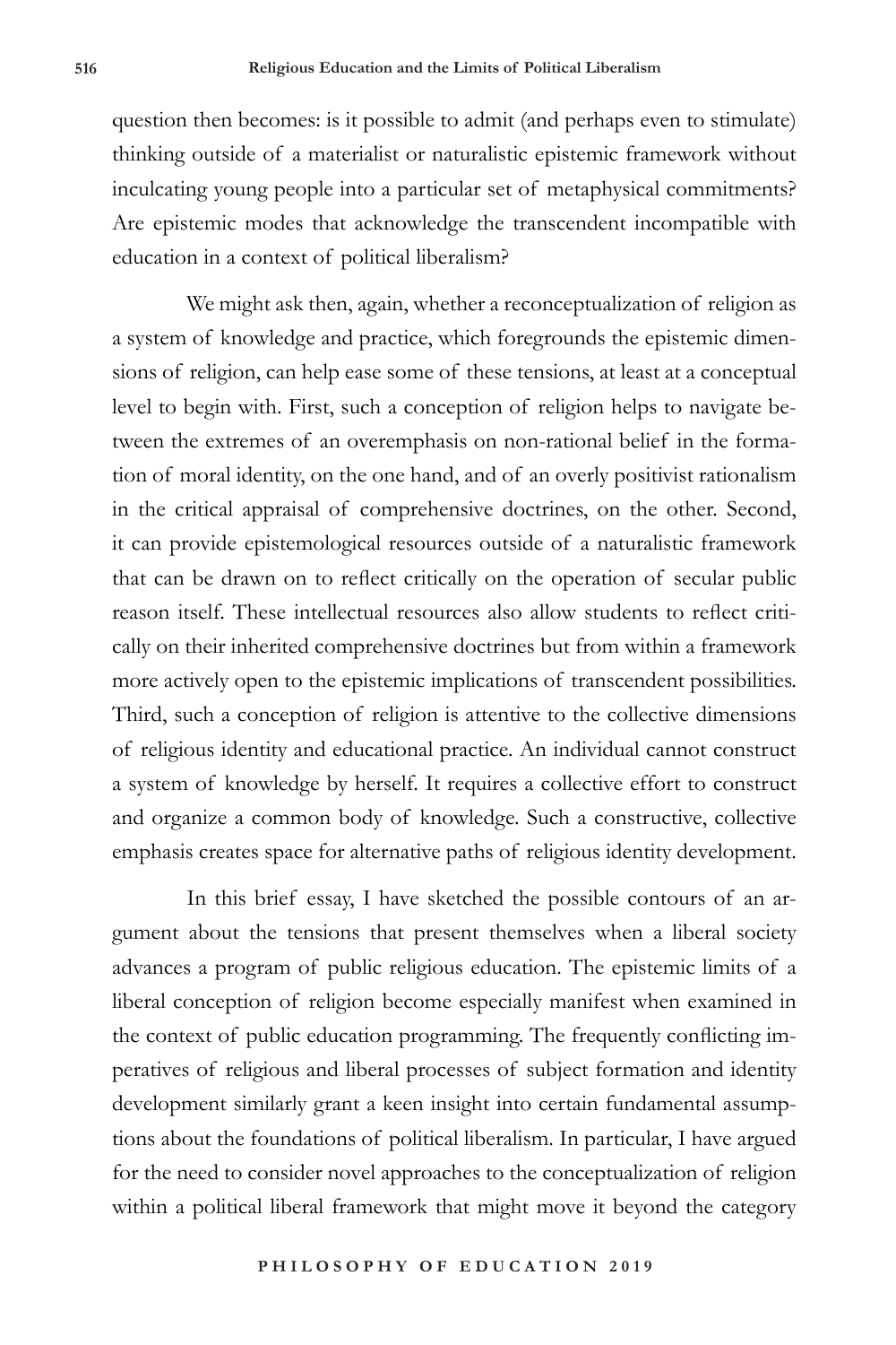question then becomes: is it possible to admit (and perhaps even to stimulate) thinking outside of a materialist or naturalistic epistemic framework without inculcating young people into a particular set of metaphysical commitments? Are epistemic modes that acknowledge the transcendent incompatible with education in a context of political liberalism?

We might ask then, again, whether a reconceptualization of religion as a system of knowledge and practice, which foregrounds the epistemic dimensions of religion, can help ease some of these tensions, at least at a conceptual level to begin with. First, such a conception of religion helps to navigate between the extremes of an overemphasis on non-rational belief in the formation of moral identity, on the one hand, and of an overly positivist rationalism in the critical appraisal of comprehensive doctrines, on the other. Second, it can provide epistemological resources outside of a naturalistic framework that can be drawn on to reflect critically on the operation of secular public reason itself. These intellectual resources also allow students to reflect critically on their inherited comprehensive doctrines but from within a framework more actively open to the epistemic implications of transcendent possibilities. Third, such a conception of religion is attentive to the collective dimensions of religious identity and educational practice. An individual cannot construct a system of knowledge by herself. It requires a collective effort to construct and organize a common body of knowledge. Such a constructive, collective emphasis creates space for alternative paths of religious identity development.

In this brief essay, I have sketched the possible contours of an argument about the tensions that present themselves when a liberal society advances a program of public religious education. The epistemic limits of a liberal conception of religion become especially manifest when examined in the context of public education programming. The frequently conflicting imperatives of religious and liberal processes of subject formation and identity development similarly grant a keen insight into certain fundamental assumptions about the foundations of political liberalism. In particular, I have argued for the need to consider novel approaches to the conceptualization of religion within a political liberal framework that might move it beyond the category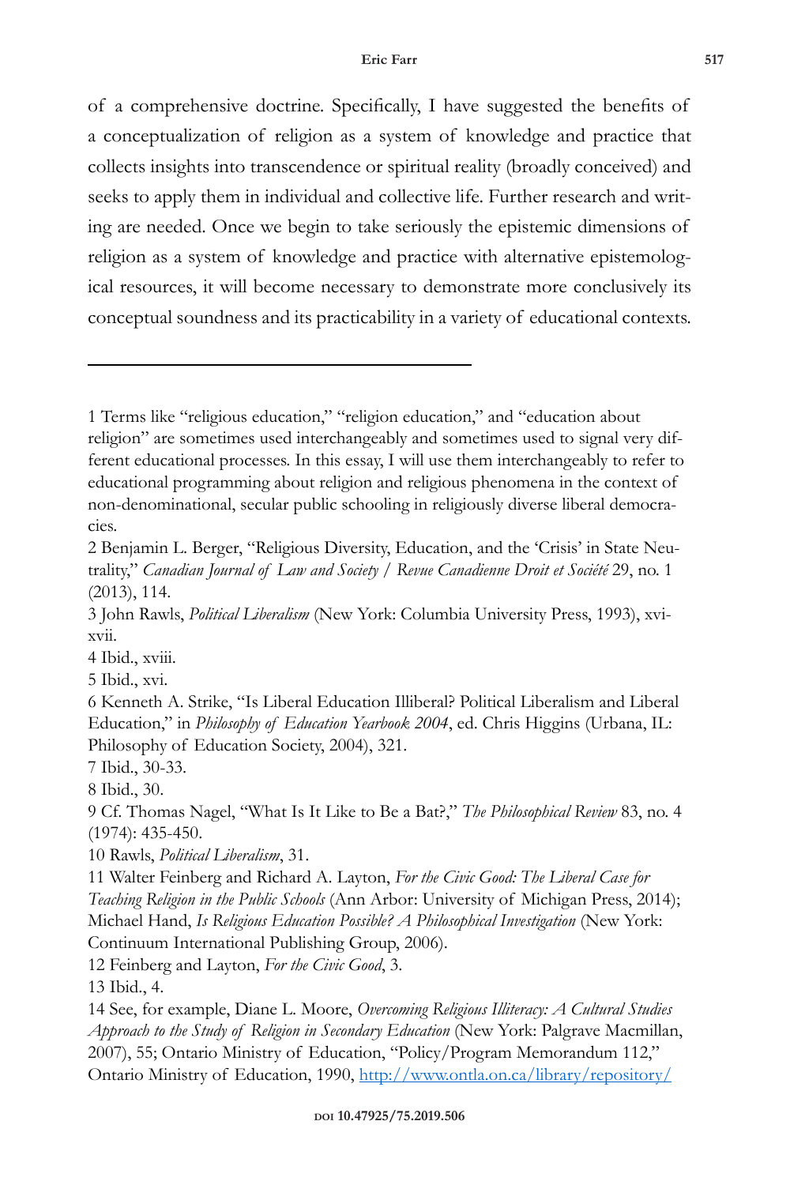of a comprehensive doctrine. Specifically, I have suggested the benefits of a conceptualization of religion as a system of knowledge and practice that collects insights into transcendence or spiritual reality (broadly conceived) and seeks to apply them in individual and collective life. Further research and writing are needed. Once we begin to take seriously the epistemic dimensions of religion as a system of knowledge and practice with alternative epistemological resources, it will become necessary to demonstrate more conclusively its conceptual soundness and its practicability in a variety of educational contexts.

---

1 Terms like "religious education," "religion education," and "education about religion" are sometimes used interchangeably and sometimes used to signal very different educational processes. In this essay, I will use them interchangeably to refer to educational programming about religion and religious phenomena in the context of non-denominational, secular public schooling in religiously diverse liberal democracies.

2 Benjamin L. Berger, "Religious Diversity, Education, and the 'Crisis' in State Neutrality," *Canadian Journal of Law and Society / Revue Canadienne Droit et Société* 29, no. 1 (2013), 114.

3 John Rawls, *Political Liberalism* (New York: Columbia University Press, 1993), xvi-xvii.

4 Ibid., xviii.

5 Ibid., xvi.

6 Kenneth A. Strike, "Is Liberal Education Illiberal? Political Liberalism and Liberal Education," in *Philosophy of Education Yearbook 2004*, ed. Chris Higgins (Urbana, IL: Philosophy of Education Society, 2004), 321.

7 Ibid., 30-33.

8 Ibid., 30.

9 Cf. Thomas Nagel, "What Is It Like to Be a Bat?," *The Philosophical Review* 83, no. 4 (1974): 435-450.

10 Rawls, *Political Liberalism*, 31.

11 Walter Feinberg and Richard A. Layton, *For the Civic Good: The Liberal Case for Teaching Religion in the Public Schools* (Ann Arbor: University of Michigan Press, 2014); Michael Hand, *Is Religious Education Possible? A Philosophical Investigation* (New York: Continuum International Publishing Group, 2006).

12 Feinberg and Layton, *For the Civic Good*, 3.

13 Ibid., 4.

14 See, for example, Diane L. Moore, *Overcoming Religious Illiteracy: A Cultural Studies Approach to the Study of Religion in Secondary Education* (New York: Palgrave Macmillan, 2007), 55; Ontario Ministry of Education, "Policy/Program Memorandum 112," Ontario Ministry of Education, 1990, http://www.ontla.on.ca/library/repository/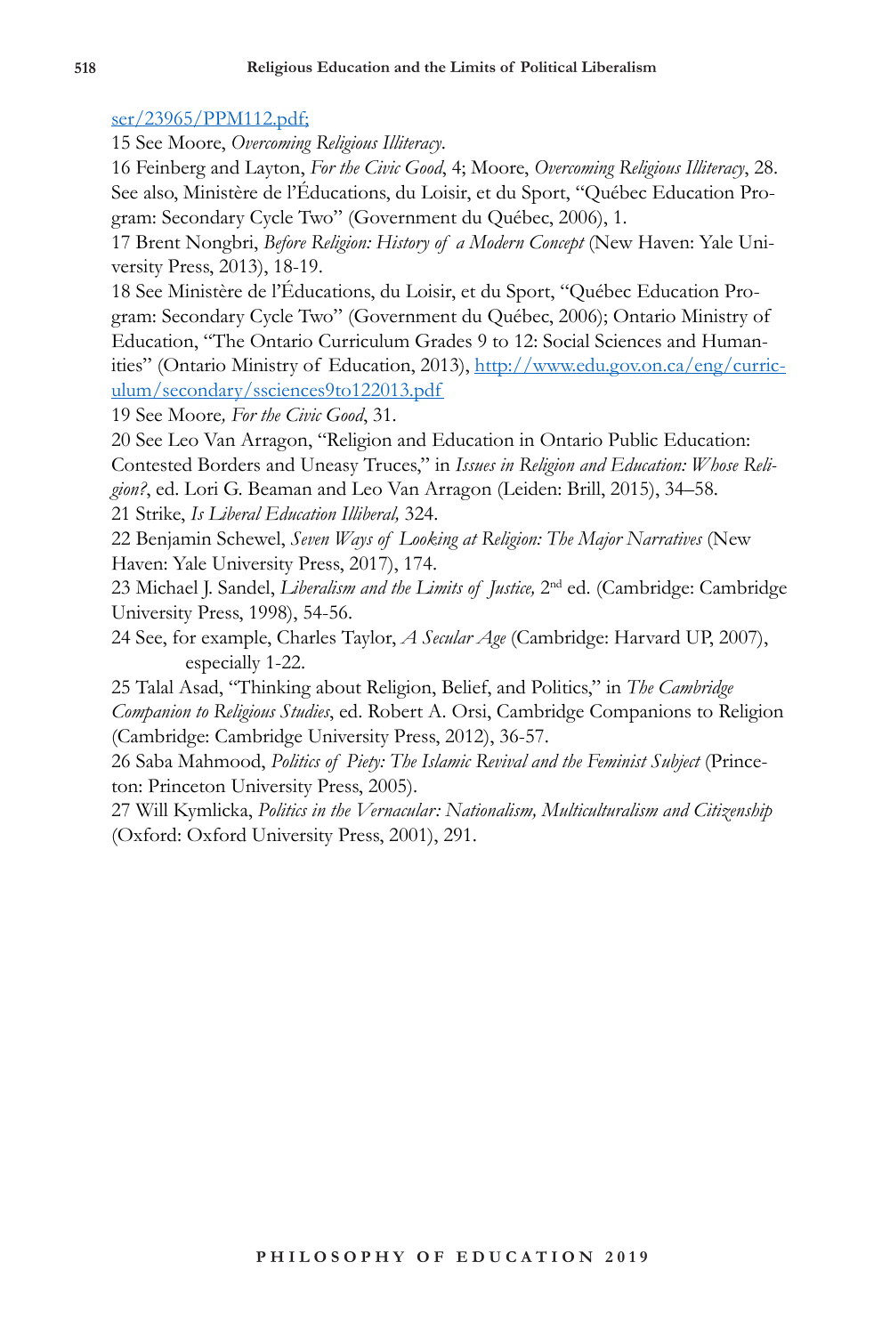ser/23965/PPM112.pdf;

15 See Moore, *Overcoming Religious Illiteracy*.

16 Feinberg and Layton, *For the Civic Good*, 4; Moore, *Overcoming Religious Illiteracy*, 28. See also, Ministère de l'Éducations, du Loisir, et du Sport, "Québec Education Program: Secondary Cycle Two" (Government du Québec, 2006), 1.

17 Brent Nongbri, *Before Religion: History of a Modern Concept* (New Haven: Yale University Press, 2013), 18-19.

18 See Ministère de l'Éducations, du Loisir, et du Sport, "Québec Education Program: Secondary Cycle Two" (Government du Québec, 2006); Ontario Ministry of Education, "The Ontario Curriculum Grades 9 to 12: Social Sciences and Humanities" (Ontario Ministry of Education, 2013), http://www.edu.gov.on.ca/eng/curriculum/secondary/ssciences9to122013.pdf

19 See Moore*, For the Civic Good*, 31.

20 See Leo Van Arragon, "Religion and Education in Ontario Public Education: Contested Borders and Uneasy Truces," in *Issues in Religion and Education: Whose Religion?*, ed. Lori G. Beaman and Leo Van Arragon (Leiden: Brill, 2015), 34–58.

21 Strike, *Is Liberal Education Illiberal,* 324.

22 Benjamin Schewel, *Seven Ways of Looking at Religion: The Major Narratives* (New Haven: Yale University Press, 2017), 174.

23 Michael J. Sandel, *Liberalism and the Limits of Justice,* 2nd ed. (Cambridge: Cambridge University Press, 1998), 54-56.

24 See, for example, Charles Taylor, *A Secular Age* (Cambridge: Harvard UP, 2007), especially 1-22.

25 Talal Asad, "Thinking about Religion, Belief, and Politics," in *The Cambridge Companion to Religious Studies*, ed. Robert A. Orsi, Cambridge Companions to Religion (Cambridge: Cambridge University Press, 2012), 36-57.

26 Saba Mahmood, *Politics of Piety: The Islamic Revival and the Feminist Subject* (Princeton: Princeton University Press, 2005).

27 Will Kymlicka, *Politics in the Vernacular: Nationalism, Multiculturalism and Citizenship* (Oxford: Oxford University Press, 2001), 291.